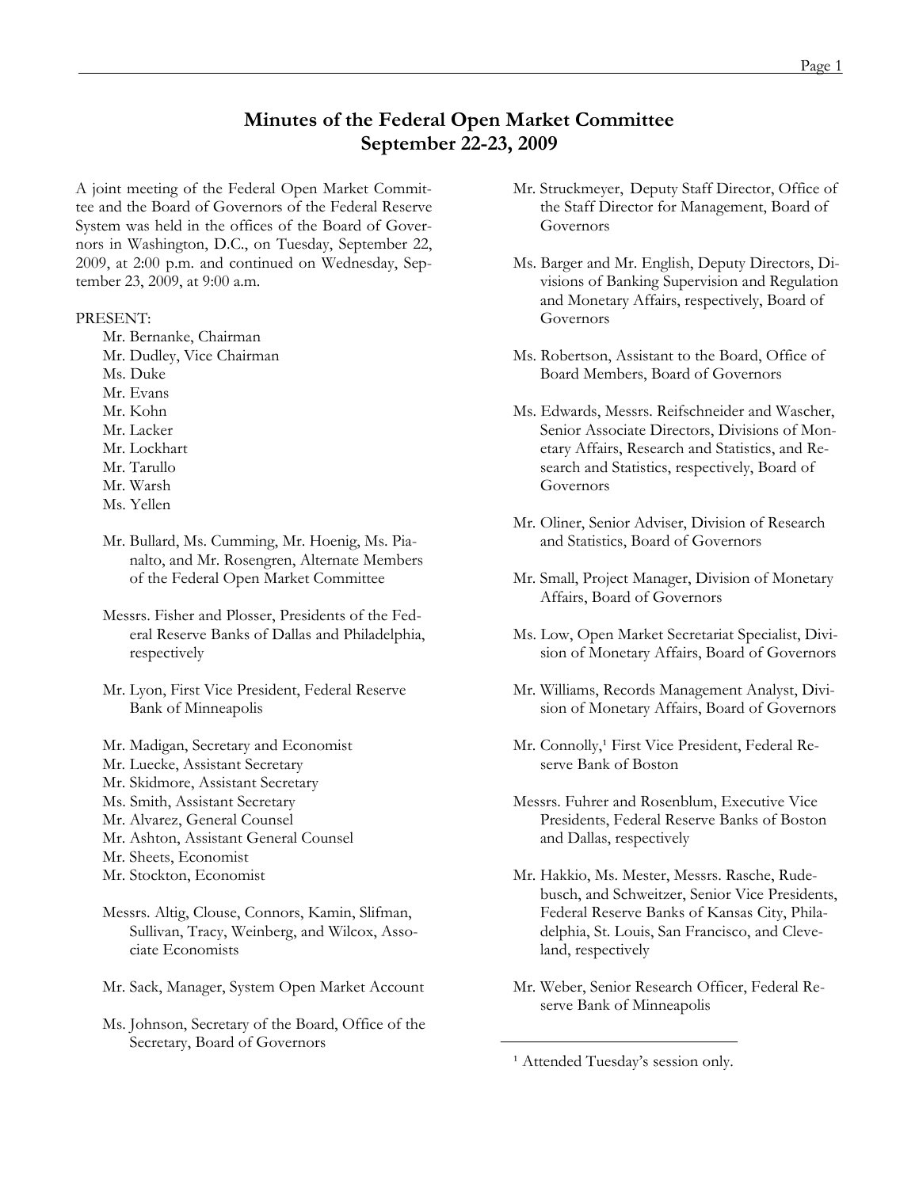# Minutes of the Federal Open Market Committee
## September 22-23, 2009

A joint meeting of the Federal Open Market Committee and the Board of Governors of the Federal Reserve System was held in the offices of the Board of Governors in Washington, D.C., on Tuesday, September 22, 2009, at 2:00 p.m. and continued on Wednesday, September 23, 2009, at 9:00 a.m.

PRESENT:

Mr. Bernanke, Chairman
Mr. Dudley, Vice Chairman
Ms. Duke
Mr. Evans
Mr. Kohn
Mr. Lacker
Mr. Lockhart
Mr. Tarullo
Mr. Warsh
Ms. Yellen

Mr. Bullard, Ms. Cumming, Mr. Hoenig, Ms. Pianalto, and Mr. Rosengren, Alternate Members of the Federal Open Market Committee

Messrs. Fisher and Plosser, Presidents of the Federal Reserve Banks of Dallas and Philadelphia, respectively

Mr. Lyon, First Vice President, Federal Reserve Bank of Minneapolis

Mr. Madigan, Secretary and Economist
Mr. Luecke, Assistant Secretary
Mr. Skidmore, Assistant Secretary
Ms. Smith, Assistant Secretary
Mr. Alvarez, General Counsel
Mr. Ashton, Assistant General Counsel
Mr. Sheets, Economist
Mr. Stockton, Economist

Messrs. Altig, Clouse, Connors, Kamin, Slifman, Sullivan, Tracy, Weinberg, and Wilcox, Associate Economists

Mr. Sack, Manager, System Open Market Account

Ms. Johnson, Secretary of the Board, Office of the Secretary, Board of Governors

Mr. Struckmeyer, Deputy Staff Director, Office of the Staff Director for Management, Board of Governors

Ms. Barger and Mr. English, Deputy Directors, Divisions of Banking Supervision and Regulation and Monetary Affairs, respectively, Board of Governors

Ms. Robertson, Assistant to the Board, Office of Board Members, Board of Governors

Ms. Edwards, Messrs. Reifschneider and Wascher, Senior Associate Directors, Divisions of Monetary Affairs, Research and Statistics, and Research and Statistics, respectively, Board of Governors

Mr. Oliner, Senior Adviser, Division of Research and Statistics, Board of Governors

Mr. Small, Project Manager, Division of Monetary Affairs, Board of Governors

Ms. Low, Open Market Secretariat Specialist, Division of Monetary Affairs, Board of Governors

Mr. Williams, Records Management Analyst, Division of Monetary Affairs, Board of Governors

Mr. Connolly,[1] First Vice President, Federal Reserve Bank of Boston

Messrs. Fuhrer and Rosenblum, Executive Vice Presidents, Federal Reserve Banks of Boston and Dallas, respectively

Mr. Hakkio, Ms. Mester, Messrs. Rasche, Rudebusch, and Schweitzer, Senior Vice Presidents, Federal Reserve Banks of Kansas City, Philadelphia, St. Louis, San Francisco, and Cleveland, respectively

Mr. Weber, Senior Research Officer, Federal Reserve Bank of Minneapolis

[1] Attended Tuesday's session only.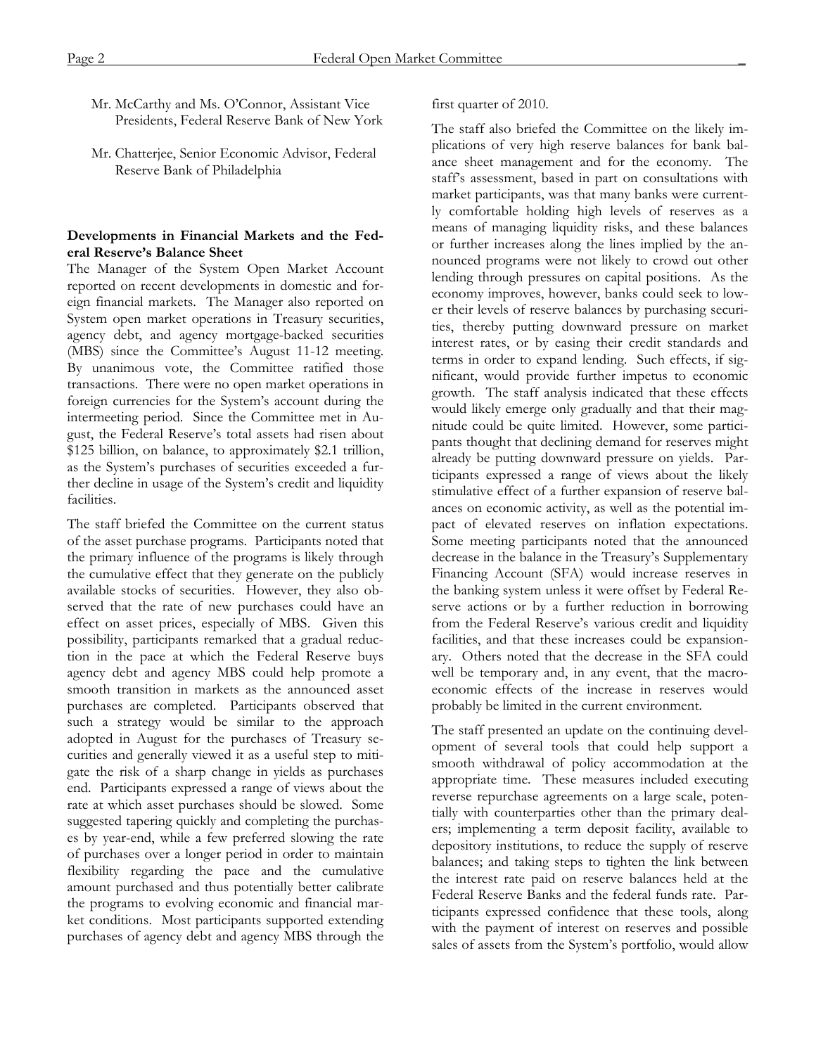Mr. McCarthy and Ms. O'Connor, Assistant Vice Presidents, Federal Reserve Bank of New York

Mr. Chatterjee, Senior Economic Advisor, Federal Reserve Bank of Philadelphia

**Developments in Financial Markets and the Federal Reserve's Balance Sheet**

The Manager of the System Open Market Account reported on recent developments in domestic and foreign financial markets. The Manager also reported on System open market operations in Treasury securities, agency debt, and agency mortgage-backed securities (MBS) since the Committee's August 11-12 meeting. By unanimous vote, the Committee ratified those transactions. There were no open market operations in foreign currencies for the System's account during the intermeeting period. Since the Committee met in August, the Federal Reserve's total assets had risen about \$125 billion, on balance, to approximately \$2.1 trillion, as the System's purchases of securities exceeded a further decline in usage of the System's credit and liquidity facilities.

The staff briefed the Committee on the current status of the asset purchase programs. Participants noted that the primary influence of the programs is likely through the cumulative effect that they generate on the publicly available stocks of securities. However, they also observed that the rate of new purchases could have an effect on asset prices, especially of MBS. Given this possibility, participants remarked that a gradual reduction in the pace at which the Federal Reserve buys agency debt and agency MBS could help promote a smooth transition in markets as the announced asset purchases are completed. Participants observed that such a strategy would be similar to the approach adopted in August for the purchases of Treasury securities and generally viewed it as a useful step to mitigate the risk of a sharp change in yields as purchases end. Participants expressed a range of views about the rate at which asset purchases should be slowed. Some suggested tapering quickly and completing the purchases by year-end, while a few preferred slowing the rate of purchases over a longer period in order to maintain flexibility regarding the pace and the cumulative amount purchased and thus potentially better calibrate the programs to evolving economic and financial market conditions. Most participants supported extending purchases of agency debt and agency MBS through the first quarter of 2010.

The staff also briefed the Committee on the likely implications of very high reserve balances for bank balance sheet management and for the economy. The staff's assessment, based in part on consultations with market participants, was that many banks were currently comfortable holding high levels of reserves as a means of managing liquidity risks, and these balances or further increases along the lines implied by the announced programs were not likely to crowd out other lending through pressures on capital positions. As the economy improves, however, banks could seek to lower their levels of reserve balances by purchasing securities, thereby putting downward pressure on market interest rates, or by easing their credit standards and terms in order to expand lending. Such effects, if significant, would provide further impetus to economic growth. The staff analysis indicated that these effects would likely emerge only gradually and that their magnitude could be quite limited. However, some participants thought that declining demand for reserves might already be putting downward pressure on yields. Participants expressed a range of views about the likely stimulative effect of a further expansion of reserve balances on economic activity, as well as the potential impact of elevated reserves on inflation expectations. Some meeting participants noted that the announced decrease in the balance in the Treasury's Supplementary Financing Account (SFA) would increase reserves in the banking system unless it were offset by Federal Reserve actions or by a further reduction in borrowing from the Federal Reserve's various credit and liquidity facilities, and that these increases could be expansionary. Others noted that the decrease in the SFA could well be temporary and, in any event, that the macroeconomic effects of the increase in reserves would probably be limited in the current environment.

The staff presented an update on the continuing development of several tools that could help support a smooth withdrawal of policy accommodation at the appropriate time. These measures included executing reverse repurchase agreements on a large scale, potentially with counterparties other than the primary dealers; implementing a term deposit facility, available to depository institutions, to reduce the supply of reserve balances; and taking steps to tighten the link between the interest rate paid on reserve balances held at the Federal Reserve Banks and the federal funds rate. Participants expressed confidence that these tools, along with the payment of interest on reserves and possible sales of assets from the System's portfolio, would allow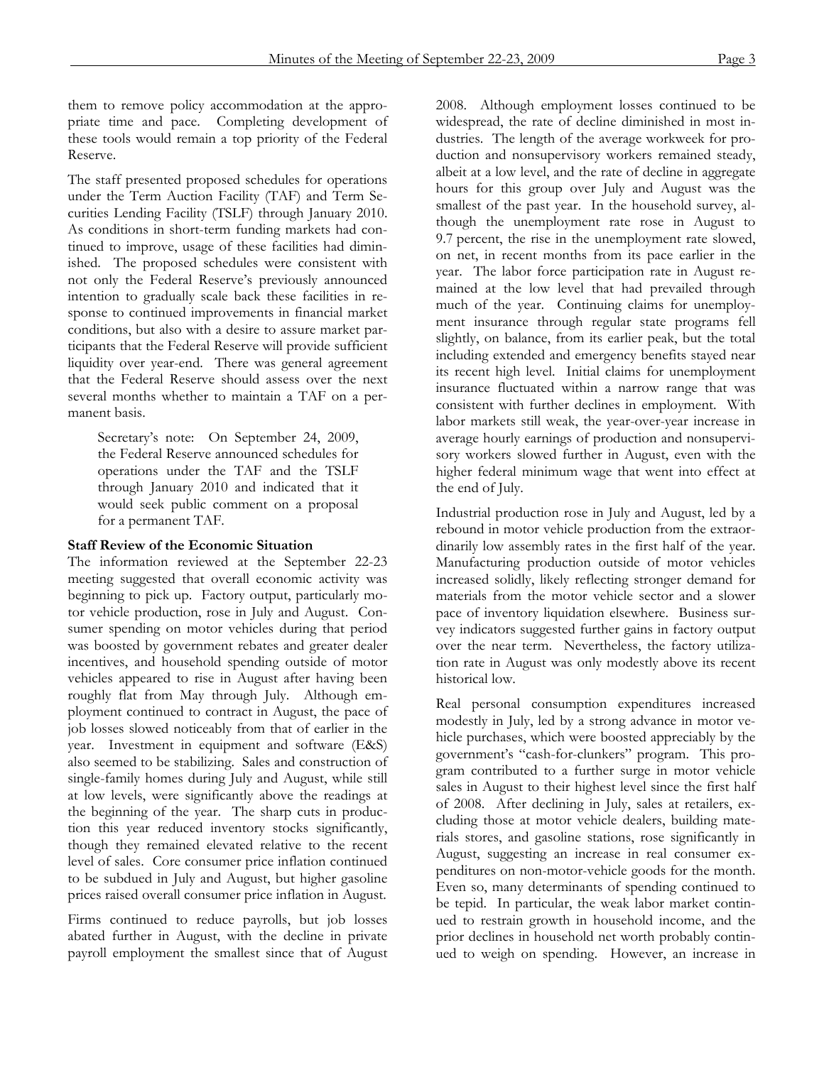them to remove policy accommodation at the appropriate time and pace. Completing development of these tools would remain a top priority of the Federal Reserve.

The staff presented proposed schedules for operations under the Term Auction Facility (TAF) and Term Securities Lending Facility (TSLF) through January 2010. As conditions in short-term funding markets had continued to improve, usage of these facilities had diminished. The proposed schedules were consistent with not only the Federal Reserve's previously announced intention to gradually scale back these facilities in response to continued improvements in financial market conditions, but also with a desire to assure market participants that the Federal Reserve will provide sufficient liquidity over year-end. There was general agreement that the Federal Reserve should assess over the next several months whether to maintain a TAF on a permanent basis.

> Secretary's note: On September 24, 2009, the Federal Reserve announced schedules for operations under the TAF and the TSLF through January 2010 and indicated that it would seek public comment on a proposal for a permanent TAF.

**Staff Review of the Economic Situation**

The information reviewed at the September 22-23 meeting suggested that overall economic activity was beginning to pick up. Factory output, particularly motor vehicle production, rose in July and August. Consumer spending on motor vehicles during that period was boosted by government rebates and greater dealer incentives, and household spending outside of motor vehicles appeared to rise in August after having been roughly flat from May through July. Although employment continued to contract in August, the pace of job losses slowed noticeably from that of earlier in the year. Investment in equipment and software (E&S) also seemed to be stabilizing. Sales and construction of single-family homes during July and August, while still at low levels, were significantly above the readings at the beginning of the year. The sharp cuts in production this year reduced inventory stocks significantly, though they remained elevated relative to the recent level of sales. Core consumer price inflation continued to be subdued in July and August, but higher gasoline prices raised overall consumer price inflation in August.

Firms continued to reduce payrolls, but job losses abated further in August, with the decline in private payroll employment the smallest since that of August 2008. Although employment losses continued to be widespread, the rate of decline diminished in most industries. The length of the average workweek for production and nonsupervisory workers remained steady, albeit at a low level, and the rate of decline in aggregate hours for this group over July and August was the smallest of the past year. In the household survey, although the unemployment rate rose in August to 9.7 percent, the rise in the unemployment rate slowed, on net, in recent months from its pace earlier in the year. The labor force participation rate in August remained at the low level that had prevailed through much of the year. Continuing claims for unemployment insurance through regular state programs fell slightly, on balance, from its earlier peak, but the total including extended and emergency benefits stayed near its recent high level. Initial claims for unemployment insurance fluctuated within a narrow range that was consistent with further declines in employment. With labor markets still weak, the year-over-year increase in average hourly earnings of production and nonsupervisory workers slowed further in August, even with the higher federal minimum wage that went into effect at the end of July.

Industrial production rose in July and August, led by a rebound in motor vehicle production from the extraordinarily low assembly rates in the first half of the year. Manufacturing production outside of motor vehicles increased solidly, likely reflecting stronger demand for materials from the motor vehicle sector and a slower pace of inventory liquidation elsewhere. Business survey indicators suggested further gains in factory output over the near term. Nevertheless, the factory utilization rate in August was only modestly above its recent historical low.

Real personal consumption expenditures increased modestly in July, led by a strong advance in motor vehicle purchases, which were boosted appreciably by the government's "cash-for-clunkers" program. This program contributed to a further surge in motor vehicle sales in August to their highest level since the first half of 2008. After declining in July, sales at retailers, excluding those at motor vehicle dealers, building materials stores, and gasoline stations, rose significantly in August, suggesting an increase in real consumer expenditures on non-motor-vehicle goods for the month. Even so, many determinants of spending continued to be tepid. In particular, the weak labor market continued to restrain growth in household income, and the prior declines in household net worth probably continued to weigh on spending. However, an increase in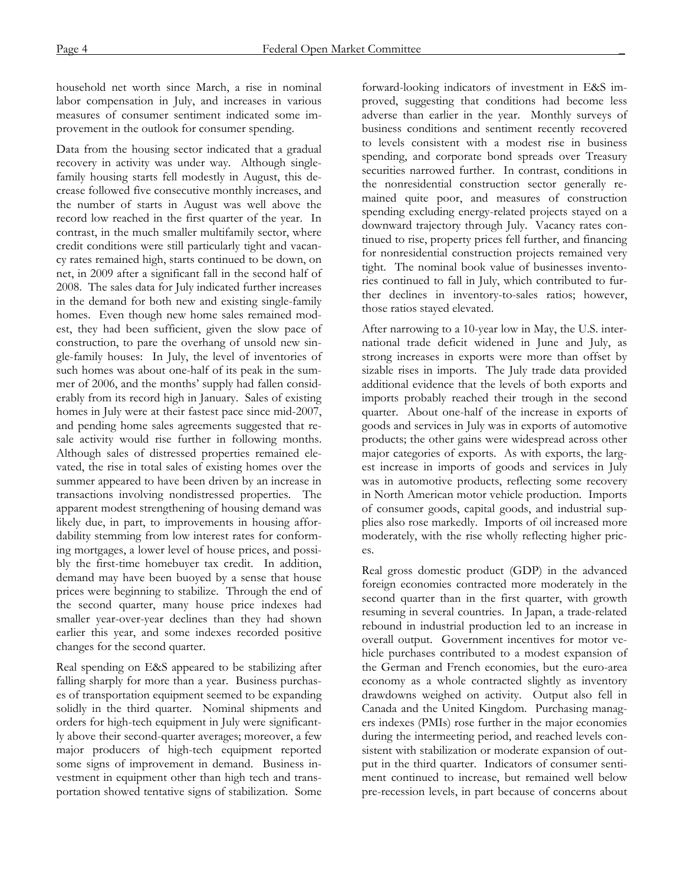household net worth since March, a rise in nominal labor compensation in July, and increases in various measures of consumer sentiment indicated some improvement in the outlook for consumer spending.

Data from the housing sector indicated that a gradual recovery in activity was under way. Although single-family housing starts fell modestly in August, this decrease followed five consecutive monthly increases, and the number of starts in August was well above the record low reached in the first quarter of the year. In contrast, in the much smaller multifamily sector, where credit conditions were still particularly tight and vacancy rates remained high, starts continued to be down, on net, in 2009 after a significant fall in the second half of 2008. The sales data for July indicated further increases in the demand for both new and existing single-family homes. Even though new home sales remained modest, they had been sufficient, given the slow pace of construction, to pare the overhang of unsold new single-family houses: In July, the level of inventories of such homes was about one-half of its peak in the summer of 2006, and the months' supply had fallen considerably from its record high in January. Sales of existing homes in July were at their fastest pace since mid-2007, and pending home sales agreements suggested that resale activity would rise further in following months. Although sales of distressed properties remained elevated, the rise in total sales of existing homes over the summer appeared to have been driven by an increase in transactions involving nondistressed properties. The apparent modest strengthening of housing demand was likely due, in part, to improvements in housing affordability stemming from low interest rates for conforming mortgages, a lower level of house prices, and possibly the first-time homebuyer tax credit. In addition, demand may have been buoyed by a sense that house prices were beginning to stabilize. Through the end of the second quarter, many house price indexes had smaller year-over-year declines than they had shown earlier this year, and some indexes recorded positive changes for the second quarter.

Real spending on E&S appeared to be stabilizing after falling sharply for more than a year. Business purchases of transportation equipment seemed to be expanding solidly in the third quarter. Nominal shipments and orders for high-tech equipment in July were significantly above their second-quarter averages; moreover, a few major producers of high-tech equipment reported some signs of improvement in demand. Business investment in equipment other than high tech and transportation showed tentative signs of stabilization. Some forward-looking indicators of investment in E&S improved, suggesting that conditions had become less adverse than earlier in the year. Monthly surveys of business conditions and sentiment recently recovered to levels consistent with a modest rise in business spending, and corporate bond spreads over Treasury securities narrowed further. In contrast, conditions in the nonresidential construction sector generally remained quite poor, and measures of construction spending excluding energy-related projects stayed on a downward trajectory through July. Vacancy rates continued to rise, property prices fell further, and financing for nonresidential construction projects remained very tight. The nominal book value of businesses inventories continued to fall in July, which contributed to further declines in inventory-to-sales ratios; however, those ratios stayed elevated.

After narrowing to a 10-year low in May, the U.S. international trade deficit widened in June and July, as strong increases in exports were more than offset by sizable rises in imports. The July trade data provided additional evidence that the levels of both exports and imports probably reached their trough in the second quarter. About one-half of the increase in exports of goods and services in July was in exports of automotive products; the other gains were widespread across other major categories of exports. As with exports, the largest increase in imports of goods and services in July was in automotive products, reflecting some recovery in North American motor vehicle production. Imports of consumer goods, capital goods, and industrial supplies also rose markedly. Imports of oil increased more moderately, with the rise wholly reflecting higher prices.

Real gross domestic product (GDP) in the advanced foreign economies contracted more moderately in the second quarter than in the first quarter, with growth resuming in several countries. In Japan, a trade-related rebound in industrial production led to an increase in overall output. Government incentives for motor vehicle purchases contributed to a modest expansion of the German and French economies, but the euro-area economy as a whole contracted slightly as inventory drawdowns weighed on activity. Output also fell in Canada and the United Kingdom. Purchasing managers indexes (PMIs) rose further in the major economies during the intermeeting period, and reached levels consistent with stabilization or moderate expansion of output in the third quarter. Indicators of consumer sentiment continued to increase, but remained well below pre-recession levels, in part because of concerns about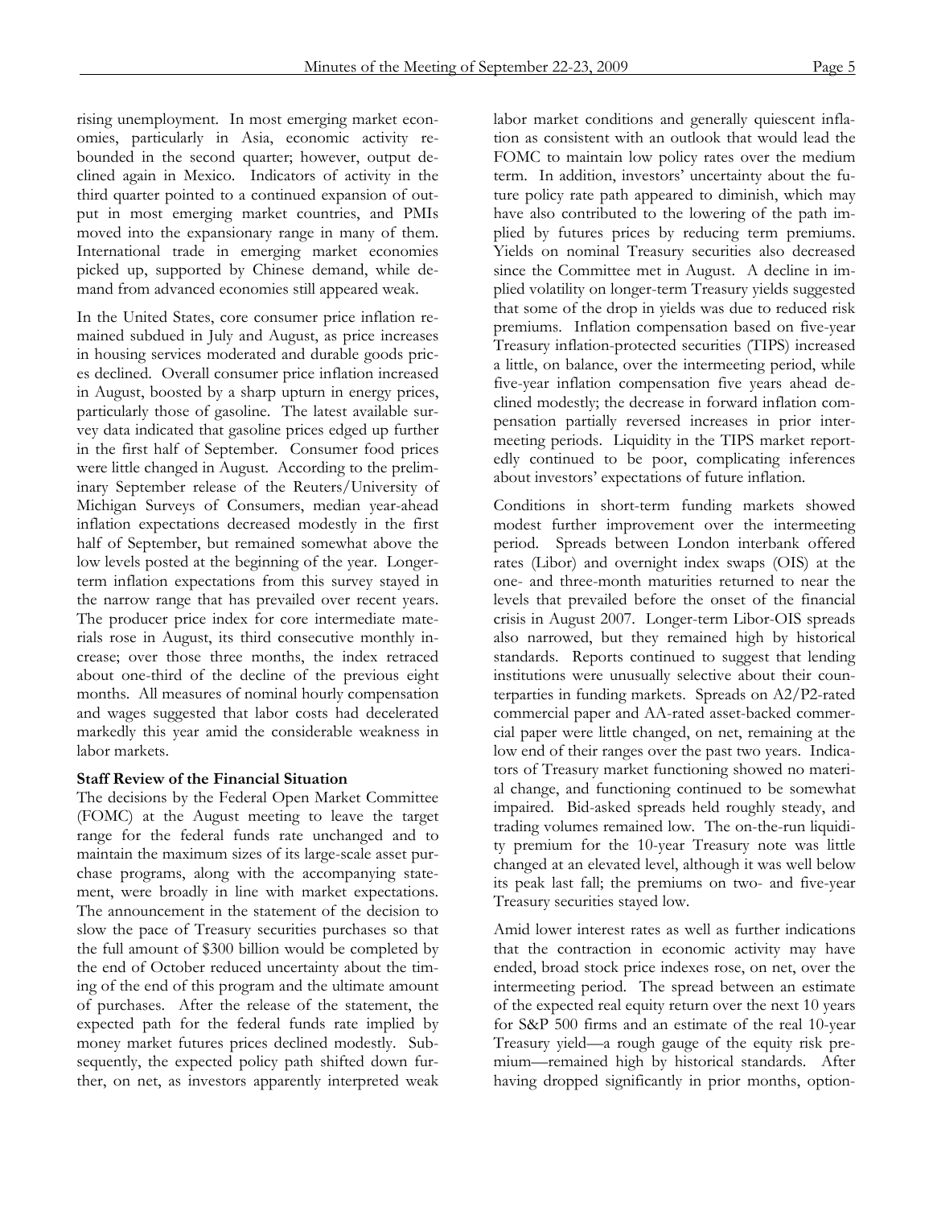rising unemployment. In most emerging market economies, particularly in Asia, economic activity rebounded in the second quarter; however, output declined again in Mexico. Indicators of activity in the third quarter pointed to a continued expansion of output in most emerging market countries, and PMIs moved into the expansionary range in many of them. International trade in emerging market economies picked up, supported by Chinese demand, while demand from advanced economies still appeared weak.

In the United States, core consumer price inflation remained subdued in July and August, as price increases in housing services moderated and durable goods prices declined. Overall consumer price inflation increased in August, boosted by a sharp upturn in energy prices, particularly those of gasoline. The latest available survey data indicated that gasoline prices edged up further in the first half of September. Consumer food prices were little changed in August. According to the preliminary September release of the Reuters/University of Michigan Surveys of Consumers, median year-ahead inflation expectations decreased modestly in the first half of September, but remained somewhat above the low levels posted at the beginning of the year. Longer-term inflation expectations from this survey stayed in the narrow range that has prevailed over recent years. The producer price index for core intermediate materials rose in August, its third consecutive monthly increase; over those three months, the index retraced about one-third of the decline of the previous eight months. All measures of nominal hourly compensation and wages suggested that labor costs had decelerated markedly this year amid the considerable weakness in labor markets.

**Staff Review of the Financial Situation**

The decisions by the Federal Open Market Committee (FOMC) at the August meeting to leave the target range for the federal funds rate unchanged and to maintain the maximum sizes of its large-scale asset purchase programs, along with the accompanying statement, were broadly in line with market expectations. The announcement in the statement of the decision to slow the pace of Treasury securities purchases so that the full amount of $300 billion would be completed by the end of October reduced uncertainty about the timing of the end of this program and the ultimate amount of purchases. After the release of the statement, the expected path for the federal funds rate implied by money market futures prices declined modestly. Subsequently, the expected policy path shifted down further, on net, as investors apparently interpreted weak labor market conditions and generally quiescent inflation as consistent with an outlook that would lead the FOMC to maintain low policy rates over the medium term. In addition, investors' uncertainty about the future policy rate path appeared to diminish, which may have also contributed to the lowering of the path implied by futures prices by reducing term premiums. Yields on nominal Treasury securities also decreased since the Committee met in August. A decline in implied volatility on longer-term Treasury yields suggested that some of the drop in yields was due to reduced risk premiums. Inflation compensation based on five-year Treasury inflation-protected securities (TIPS) increased a little, on balance, over the intermeeting period, while five-year inflation compensation five years ahead declined modestly; the decrease in forward inflation compensation partially reversed increases in prior intermeeting periods. Liquidity in the TIPS market reportedly continued to be poor, complicating inferences about investors' expectations of future inflation.

Conditions in short-term funding markets showed modest further improvement over the intermeeting period. Spreads between London interbank offered rates (Libor) and overnight index swaps (OIS) at the one- and three-month maturities returned to near the levels that prevailed before the onset of the financial crisis in August 2007. Longer-term Libor-OIS spreads also narrowed, but they remained high by historical standards. Reports continued to suggest that lending institutions were unusually selective about their counterparties in funding markets. Spreads on A2/P2-rated commercial paper and AA-rated asset-backed commercial paper were little changed, on net, remaining at the low end of their ranges over the past two years. Indicators of Treasury market functioning showed no material change, and functioning continued to be somewhat impaired. Bid-asked spreads held roughly steady, and trading volumes remained low. The on-the-run liquidity premium for the 10-year Treasury note was little changed at an elevated level, although it was well below its peak last fall; the premiums on two- and five-year Treasury securities stayed low.

Amid lower interest rates as well as further indications that the contraction in economic activity may have ended, broad stock price indexes rose, on net, over the intermeeting period. The spread between an estimate of the expected real equity return over the next 10 years for S&P 500 firms and an estimate of the real 10-year Treasury yield—a rough gauge of the equity risk premium—remained high by historical standards. After having dropped significantly in prior months, option-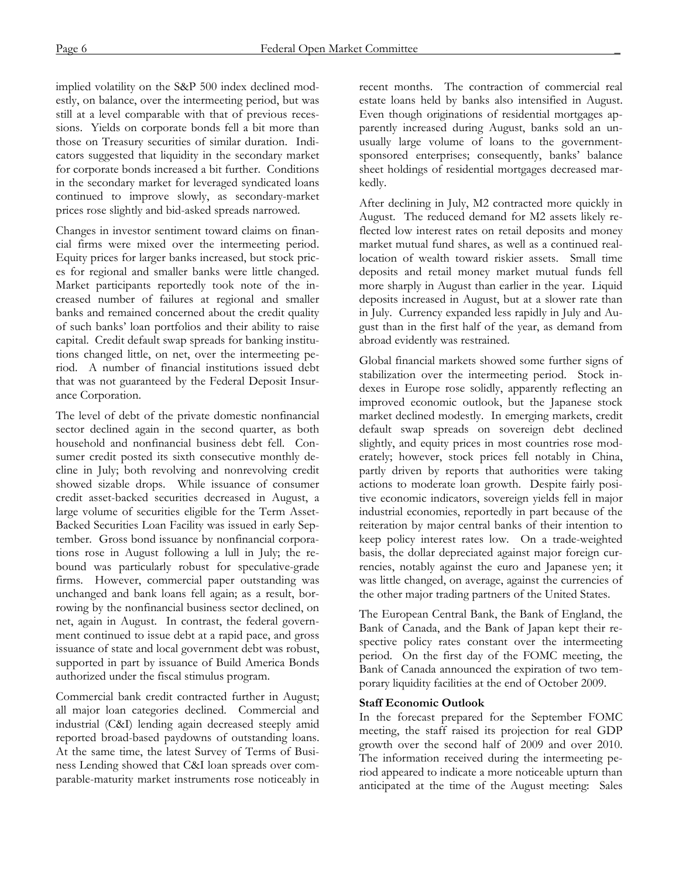implied volatility on the S&P 500 index declined modestly, on balance, over the intermeeting period, but was still at a level comparable with that of previous recessions. Yields on corporate bonds fell a bit more than those on Treasury securities of similar duration. Indicators suggested that liquidity in the secondary market for corporate bonds increased a bit further. Conditions in the secondary market for leveraged syndicated loans continued to improve slowly, as secondary-market prices rose slightly and bid-asked spreads narrowed.

Changes in investor sentiment toward claims on financial firms were mixed over the intermeeting period. Equity prices for larger banks increased, but stock prices for regional and smaller banks were little changed. Market participants reportedly took note of the increased number of failures at regional and smaller banks and remained concerned about the credit quality of such banks' loan portfolios and their ability to raise capital. Credit default swap spreads for banking institutions changed little, on net, over the intermeeting period. A number of financial institutions issued debt that was not guaranteed by the Federal Deposit Insurance Corporation.

The level of debt of the private domestic nonfinancial sector declined again in the second quarter, as both household and nonfinancial business debt fell. Consumer credit posted its sixth consecutive monthly decline in July; both revolving and nonrevolving credit showed sizable drops. While issuance of consumer credit asset-backed securities decreased in August, a large volume of securities eligible for the Term Asset-Backed Securities Loan Facility was issued in early September. Gross bond issuance by nonfinancial corporations rose in August following a lull in July; the rebound was particularly robust for speculative-grade firms. However, commercial paper outstanding was unchanged and bank loans fell again; as a result, borrowing by the nonfinancial business sector declined, on net, again in August. In contrast, the federal government continued to issue debt at a rapid pace, and gross issuance of state and local government debt was robust, supported in part by issuance of Build America Bonds authorized under the fiscal stimulus program.

Commercial bank credit contracted further in August; all major loan categories declined. Commercial and industrial (C&I) lending again decreased steeply amid reported broad-based paydowns of outstanding loans. At the same time, the latest Survey of Terms of Business Lending showed that C&I loan spreads over comparable-maturity market instruments rose noticeably in recent months. The contraction of commercial real estate loans held by banks also intensified in August. Even though originations of residential mortgages apparently increased during August, banks sold an unusually large volume of loans to the government-sponsored enterprises; consequently, banks' balance sheet holdings of residential mortgages decreased markedly.

After declining in July, M2 contracted more quickly in August. The reduced demand for M2 assets likely reflected low interest rates on retail deposits and money market mutual fund shares, as well as a continued reallocation of wealth toward riskier assets. Small time deposits and retail money market mutual funds fell more sharply in August than earlier in the year. Liquid deposits increased in August, but at a slower rate than in July. Currency expanded less rapidly in July and August than in the first half of the year, as demand from abroad evidently was restrained.

Global financial markets showed some further signs of stabilization over the intermeeting period. Stock indexes in Europe rose solidly, apparently reflecting an improved economic outlook, but the Japanese stock market declined modestly. In emerging markets, credit default swap spreads on sovereign debt declined slightly, and equity prices in most countries rose moderately; however, stock prices fell notably in China, partly driven by reports that authorities were taking actions to moderate loan growth. Despite fairly positive economic indicators, sovereign yields fell in major industrial economies, reportedly in part because of the reiteration by major central banks of their intention to keep policy interest rates low. On a trade-weighted basis, the dollar depreciated against major foreign currencies, notably against the euro and Japanese yen; it was little changed, on average, against the currencies of the other major trading partners of the United States.

The European Central Bank, the Bank of England, the Bank of Canada, and the Bank of Japan kept their respective policy rates constant over the intermeeting period. On the first day of the FOMC meeting, the Bank of Canada announced the expiration of two temporary liquidity facilities at the end of October 2009.

**Staff Economic Outlook**

In the forecast prepared for the September FOMC meeting, the staff raised its projection for real GDP growth over the second half of 2009 and over 2010. The information received during the intermeeting period appeared to indicate a more noticeable upturn than anticipated at the time of the August meeting: Sales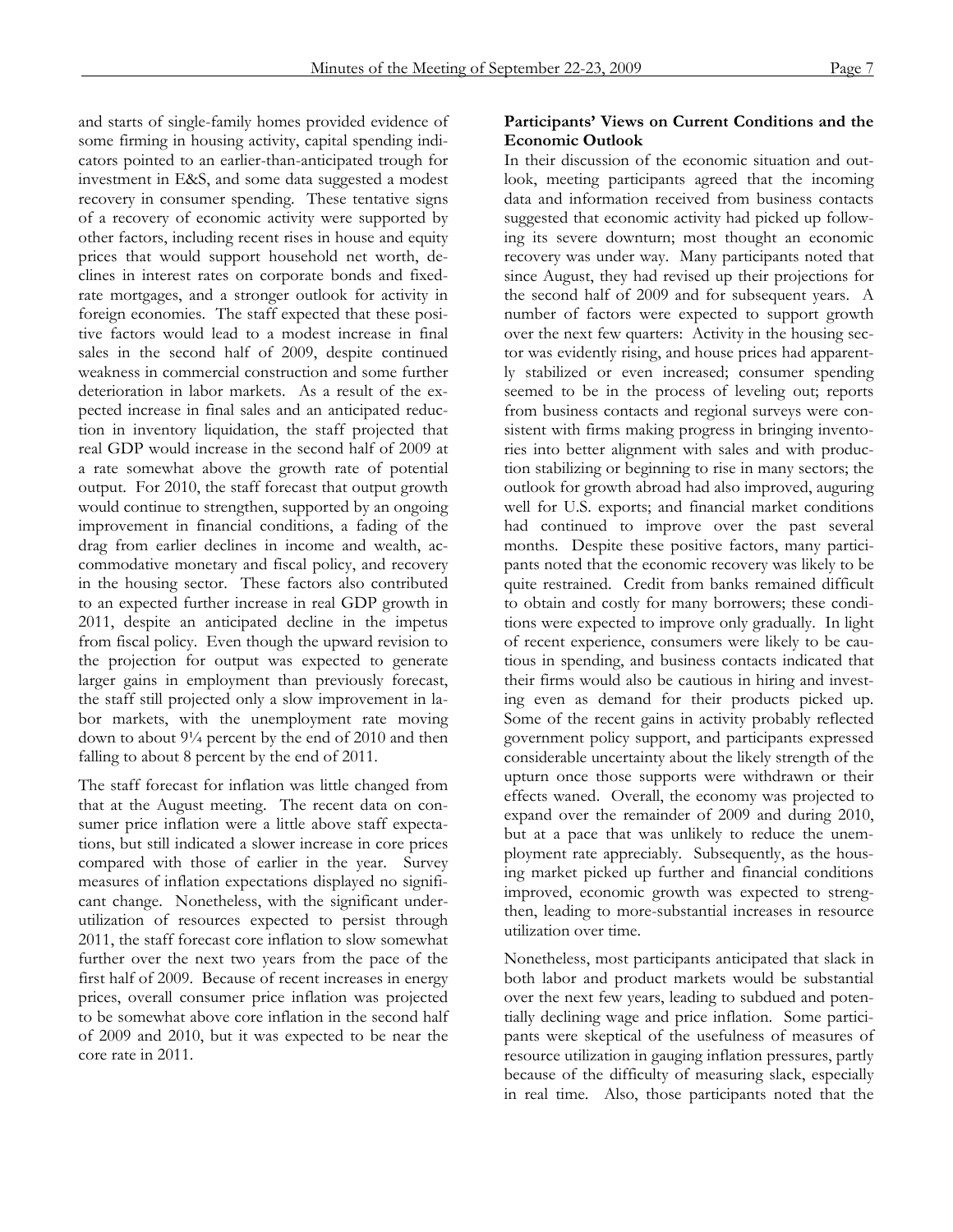and starts of single-family homes provided evidence of some firming in housing activity, capital spending indicators pointed to an earlier-than-anticipated trough for investment in E&S, and some data suggested a modest recovery in consumer spending. These tentative signs of a recovery of economic activity were supported by other factors, including recent rises in house and equity prices that would support household net worth, declines in interest rates on corporate bonds and fixed-rate mortgages, and a stronger outlook for activity in foreign economies. The staff expected that these positive factors would lead to a modest increase in final sales in the second half of 2009, despite continued weakness in commercial construction and some further deterioration in labor markets. As a result of the expected increase in final sales and an anticipated reduction in inventory liquidation, the staff projected that real GDP would increase in the second half of 2009 at a rate somewhat above the growth rate of potential output. For 2010, the staff forecast that output growth would continue to strengthen, supported by an ongoing improvement in financial conditions, a fading of the drag from earlier declines in income and wealth, accommodative monetary and fiscal policy, and recovery in the housing sector. These factors also contributed to an expected further increase in real GDP growth in 2011, despite an anticipated decline in the impetus from fiscal policy. Even though the upward revision to the projection for output was expected to generate larger gains in employment than previously forecast, the staff still projected only a slow improvement in labor markets, with the unemployment rate moving down to about 9¼ percent by the end of 2010 and then falling to about 8 percent by the end of 2011.

The staff forecast for inflation was little changed from that at the August meeting. The recent data on consumer price inflation were a little above staff expectations, but still indicated a slower increase in core prices compared with those of earlier in the year. Survey measures of inflation expectations displayed no significant change. Nonetheless, with the significant underutilization of resources expected to persist through 2011, the staff forecast core inflation to slow somewhat further over the next two years from the pace of the first half of 2009. Because of recent increases in energy prices, overall consumer price inflation was projected to be somewhat above core inflation in the second half of 2009 and 2010, but it was expected to be near the core rate in 2011.

**Participants' Views on Current Conditions and the Economic Outlook**

In their discussion of the economic situation and outlook, meeting participants agreed that the incoming data and information received from business contacts suggested that economic activity had picked up following its severe downturn; most thought an economic recovery was under way. Many participants noted that since August, they had revised up their projections for the second half of 2009 and for subsequent years. A number of factors were expected to support growth over the next few quarters: Activity in the housing sector was evidently rising, and house prices had apparently stabilized or even increased; consumer spending seemed to be in the process of leveling out; reports from business contacts and regional surveys were consistent with firms making progress in bringing inventories into better alignment with sales and with production stabilizing or beginning to rise in many sectors; the outlook for growth abroad had also improved, auguring well for U.S. exports; and financial market conditions had continued to improve over the past several months. Despite these positive factors, many participants noted that the economic recovery was likely to be quite restrained. Credit from banks remained difficult to obtain and costly for many borrowers; these conditions were expected to improve only gradually. In light of recent experience, consumers were likely to be cautious in spending, and business contacts indicated that their firms would also be cautious in hiring and investing even as demand for their products picked up. Some of the recent gains in activity probably reflected government policy support, and participants expressed considerable uncertainty about the likely strength of the upturn once those supports were withdrawn or their effects waned. Overall, the economy was projected to expand over the remainder of 2009 and during 2010, but at a pace that was unlikely to reduce the unemployment rate appreciably. Subsequently, as the housing market picked up further and financial conditions improved, economic growth was expected to strengthen, leading to more-substantial increases in resource utilization over time.

Nonetheless, most participants anticipated that slack in both labor and product markets would be substantial over the next few years, leading to subdued and potentially declining wage and price inflation. Some participants were skeptical of the usefulness of measures of resource utilization in gauging inflation pressures, partly because of the difficulty of measuring slack, especially in real time. Also, those participants noted that the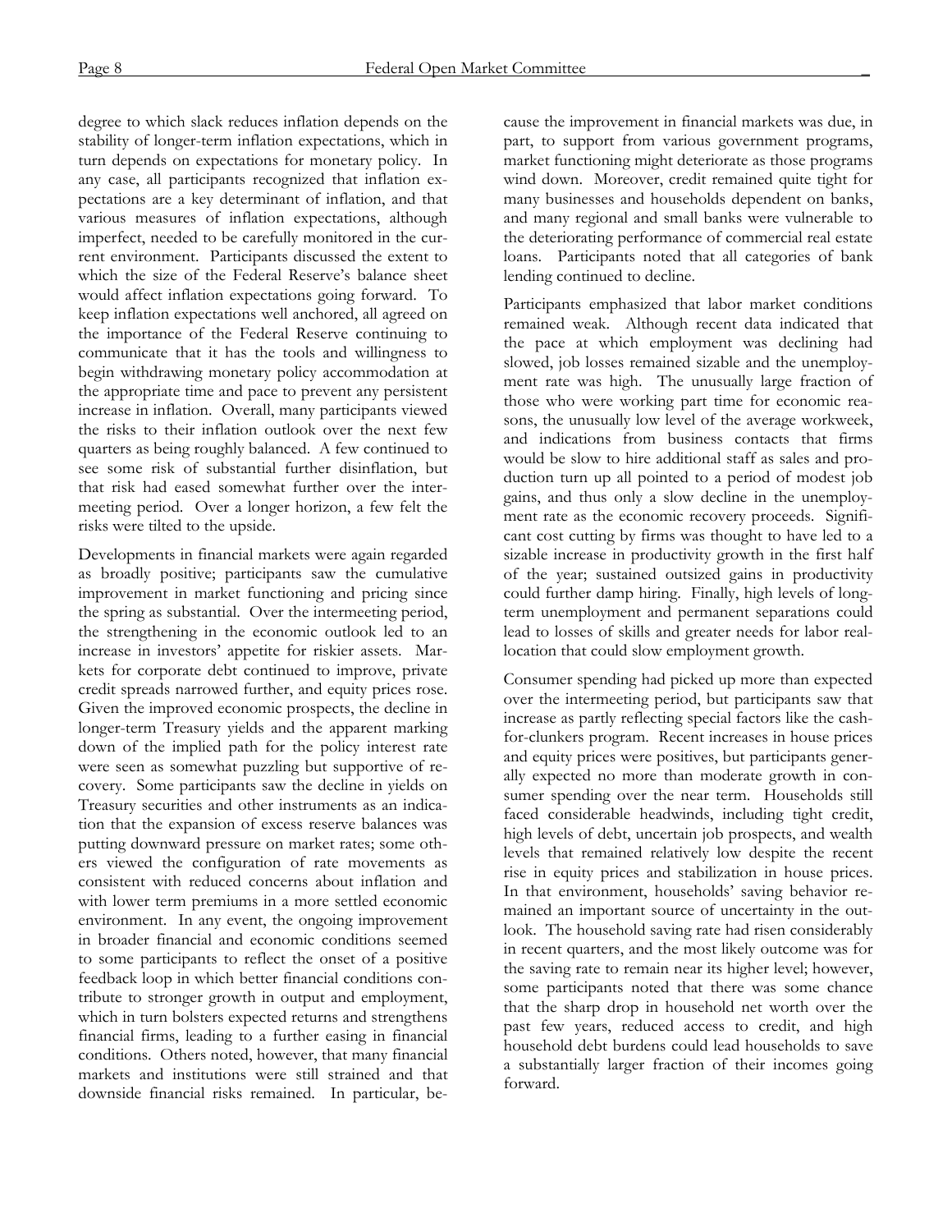degree to which slack reduces inflation depends on the stability of longer-term inflation expectations, which in turn depends on expectations for monetary policy. In any case, all participants recognized that inflation expectations are a key determinant of inflation, and that various measures of inflation expectations, although imperfect, needed to be carefully monitored in the current environment. Participants discussed the extent to which the size of the Federal Reserve's balance sheet would affect inflation expectations going forward. To keep inflation expectations well anchored, all agreed on the importance of the Federal Reserve continuing to communicate that it has the tools and willingness to begin withdrawing monetary policy accommodation at the appropriate time and pace to prevent any persistent increase in inflation. Overall, many participants viewed the risks to their inflation outlook over the next few quarters as being roughly balanced. A few continued to see some risk of substantial further disinflation, but that risk had eased somewhat further over the intermeeting period. Over a longer horizon, a few felt the risks were tilted to the upside.

Developments in financial markets were again regarded as broadly positive; participants saw the cumulative improvement in market functioning and pricing since the spring as substantial. Over the intermeeting period, the strengthening in the economic outlook led to an increase in investors' appetite for riskier assets. Markets for corporate debt continued to improve, private credit spreads narrowed further, and equity prices rose. Given the improved economic prospects, the decline in longer-term Treasury yields and the apparent marking down of the implied path for the policy interest rate were seen as somewhat puzzling but supportive of recovery. Some participants saw the decline in yields on Treasury securities and other instruments as an indication that the expansion of excess reserve balances was putting downward pressure on market rates; some others viewed the configuration of rate movements as consistent with reduced concerns about inflation and with lower term premiums in a more settled economic environment. In any event, the ongoing improvement in broader financial and economic conditions seemed to some participants to reflect the onset of a positive feedback loop in which better financial conditions contribute to stronger growth in output and employment, which in turn bolsters expected returns and strengthens financial firms, leading to a further easing in financial conditions. Others noted, however, that many financial markets and institutions were still strained and that downside financial risks remained. In particular, because the improvement in financial markets was due, in part, to support from various government programs, market functioning might deteriorate as those programs wind down. Moreover, credit remained quite tight for many businesses and households dependent on banks, and many regional and small banks were vulnerable to the deteriorating performance of commercial real estate loans. Participants noted that all categories of bank lending continued to decline.

Participants emphasized that labor market conditions remained weak. Although recent data indicated that the pace at which employment was declining had slowed, job losses remained sizable and the unemployment rate was high. The unusually large fraction of those who were working part time for economic reasons, the unusually low level of the average workweek, and indications from business contacts that firms would be slow to hire additional staff as sales and production turn up all pointed to a period of modest job gains, and thus only a slow decline in the unemployment rate as the economic recovery proceeds. Significant cost cutting by firms was thought to have led to a sizable increase in productivity growth in the first half of the year; sustained outsized gains in productivity could further damp hiring. Finally, high levels of long-term unemployment and permanent separations could lead to losses of skills and greater needs for labor reallocation that could slow employment growth.

Consumer spending had picked up more than expected over the intermeeting period, but participants saw that increase as partly reflecting special factors like the cash-for-clunkers program. Recent increases in house prices and equity prices were positives, but participants generally expected no more than moderate growth in consumer spending over the near term. Households still faced considerable headwinds, including tight credit, high levels of debt, uncertain job prospects, and wealth levels that remained relatively low despite the recent rise in equity prices and stabilization in house prices. In that environment, households' saving behavior remained an important source of uncertainty in the outlook. The household saving rate had risen considerably in recent quarters, and the most likely outcome was for the saving rate to remain near its higher level; however, some participants noted that there was some chance that the sharp drop in household net worth over the past few years, reduced access to credit, and high household debt burdens could lead households to save a substantially larger fraction of their incomes going forward.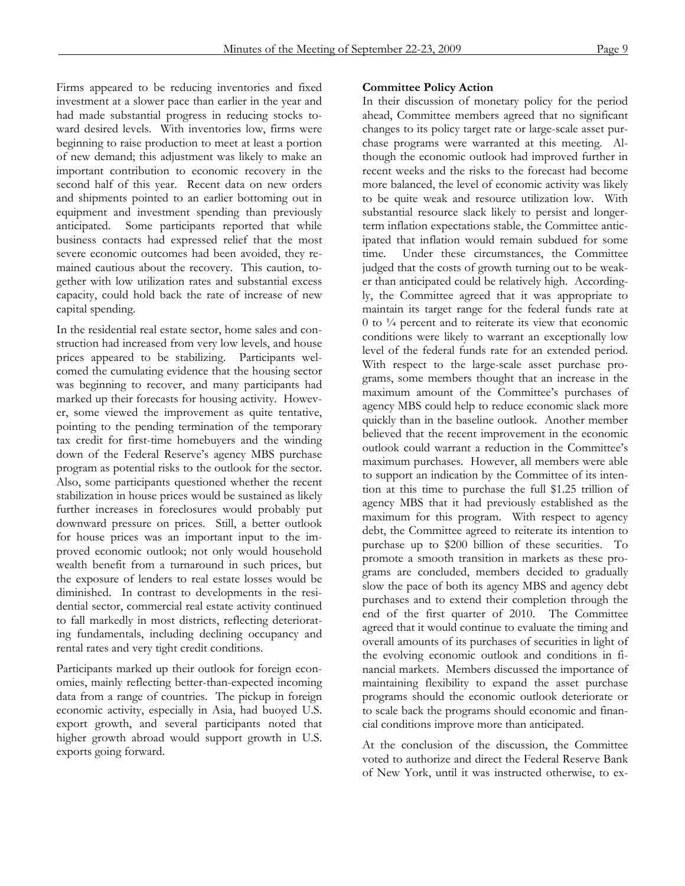Firms appeared to be reducing inventories and fixed investment at a slower pace than earlier in the year and had made substantial progress in reducing stocks toward desired levels. With inventories low, firms were beginning to raise production to meet at least a portion of new demand; this adjustment was likely to make an important contribution to economic recovery in the second half of this year. Recent data on new orders and shipments pointed to an earlier bottoming out in equipment and investment spending than previously anticipated. Some participants reported that while business contacts had expressed relief that the most severe economic outcomes had been avoided, they remained cautious about the recovery. This caution, together with low utilization rates and substantial excess capacity, could hold back the rate of increase of new capital spending.

In the residential real estate sector, home sales and construction had increased from very low levels, and house prices appeared to be stabilizing. Participants welcomed the cumulating evidence that the housing sector was beginning to recover, and many participants had marked up their forecasts for housing activity. However, some viewed the improvement as quite tentative, pointing to the pending termination of the temporary tax credit for first-time homebuyers and the winding down of the Federal Reserve's agency MBS purchase program as potential risks to the outlook for the sector. Also, some participants questioned whether the recent stabilization in house prices would be sustained as likely further increases in foreclosures would probably put downward pressure on prices. Still, a better outlook for house prices was an important input to the improved economic outlook; not only would household wealth benefit from a turnaround in such prices, but the exposure of lenders to real estate losses would be diminished. In contrast to developments in the residential sector, commercial real estate activity continued to fall markedly in most districts, reflecting deteriorating fundamentals, including declining occupancy and rental rates and very tight credit conditions.

Participants marked up their outlook for foreign economies, mainly reflecting better-than-expected incoming data from a range of countries. The pickup in foreign economic activity, especially in Asia, had buoyed U.S. export growth, and several participants noted that higher growth abroad would support growth in U.S. exports going forward.

**Committee Policy Action**

In their discussion of monetary policy for the period ahead, Committee members agreed that no significant changes to its policy target rate or large-scale asset purchase programs were warranted at this meeting. Although the economic outlook had improved further in recent weeks and the risks to the forecast had become more balanced, the level of economic activity was likely to be quite weak and resource utilization low. With substantial resource slack likely to persist and longer-term inflation expectations stable, the Committee anticipated that inflation would remain subdued for some time. Under these circumstances, the Committee judged that the costs of growth turning out to be weaker than anticipated could be relatively high. Accordingly, the Committee agreed that it was appropriate to maintain its target range for the federal funds rate at 0 to ¼ percent and to reiterate its view that economic conditions were likely to warrant an exceptionally low level of the federal funds rate for an extended period. With respect to the large-scale asset purchase programs, some members thought that an increase in the maximum amount of the Committee's purchases of agency MBS could help to reduce economic slack more quickly than in the baseline outlook. Another member believed that the recent improvement in the economic outlook could warrant a reduction in the Committee's maximum purchases. However, all members were able to support an indication by the Committee of its intention at this time to purchase the full $1.25 trillion of agency MBS that it had previously established as the maximum for this program. With respect to agency debt, the Committee agreed to reiterate its intention to purchase up to $200 billion of these securities. To promote a smooth transition in markets as these programs are concluded, members decided to gradually slow the pace of both its agency MBS and agency debt purchases and to extend their completion through the end of the first quarter of 2010. The Committee agreed that it would continue to evaluate the timing and overall amounts of its purchases of securities in light of the evolving economic outlook and conditions in financial markets. Members discussed the importance of maintaining flexibility to expand the asset purchase programs should the economic outlook deteriorate or to scale back the programs should economic and financial conditions improve more than anticipated.

At the conclusion of the discussion, the Committee voted to authorize and direct the Federal Reserve Bank of New York, until it was instructed otherwise, to ex-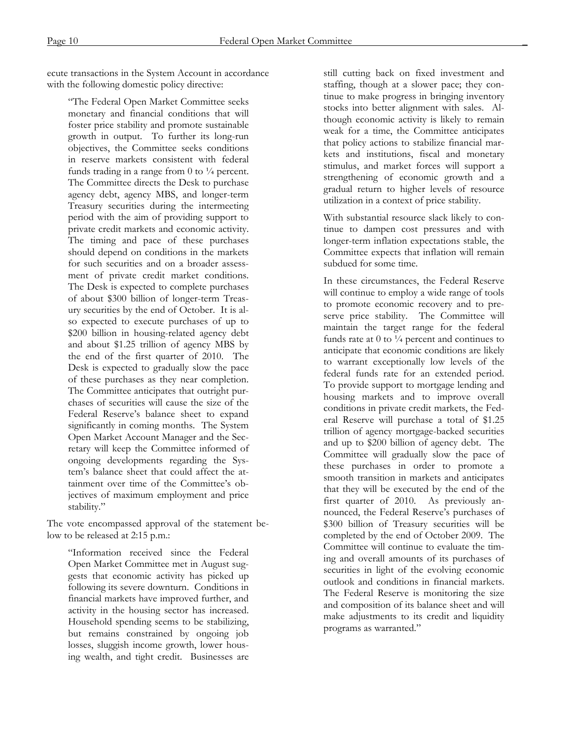ecute transactions in the System Account in accordance with the following domestic policy directive:

> "The Federal Open Market Committee seeks monetary and financial conditions that will foster price stability and promote sustainable growth in output. To further its long-run objectives, the Committee seeks conditions in reserve markets consistent with federal funds trading in a range from 0 to ¼ percent. The Committee directs the Desk to purchase agency debt, agency MBS, and longer-term Treasury securities during the intermeeting period with the aim of providing support to private credit markets and economic activity. The timing and pace of these purchases should depend on conditions in the markets for such securities and on a broader assessment of private credit market conditions. The Desk is expected to complete purchases of about $300 billion of longer-term Treasury securities by the end of October. It is also expected to execute purchases of up to $200 billion in housing-related agency debt and about $1.25 trillion of agency MBS by the end of the first quarter of 2010. The Desk is expected to gradually slow the pace of these purchases as they near completion. The Committee anticipates that outright purchases of securities will cause the size of the Federal Reserve's balance sheet to expand significantly in coming months. The System Open Market Account Manager and the Secretary will keep the Committee informed of ongoing developments regarding the System's balance sheet that could affect the attainment over time of the Committee's objectives of maximum employment and price stability."

The vote encompassed approval of the statement below to be released at 2:15 p.m.:

> "Information received since the Federal Open Market Committee met in August suggests that economic activity has picked up following its severe downturn. Conditions in financial markets have improved further, and activity in the housing sector has increased. Household spending seems to be stabilizing, but remains constrained by ongoing job losses, sluggish income growth, lower housing wealth, and tight credit. Businesses are still cutting back on fixed investment and staffing, though at a slower pace; they continue to make progress in bringing inventory stocks into better alignment with sales. Although economic activity is likely to remain weak for a time, the Committee anticipates that policy actions to stabilize financial markets and institutions, fiscal and monetary stimulus, and market forces will support a strengthening of economic growth and a gradual return to higher levels of resource utilization in a context of price stability.
>
> With substantial resource slack likely to continue to dampen cost pressures and with longer-term inflation expectations stable, the Committee expects that inflation will remain subdued for some time.
>
> In these circumstances, the Federal Reserve will continue to employ a wide range of tools to promote economic recovery and to preserve price stability. The Committee will maintain the target range for the federal funds rate at 0 to ¼ percent and continues to anticipate that economic conditions are likely to warrant exceptionally low levels of the federal funds rate for an extended period. To provide support to mortgage lending and housing markets and to improve overall conditions in private credit markets, the Federal Reserve will purchase a total of $1.25 trillion of agency mortgage-backed securities and up to $200 billion of agency debt. The Committee will gradually slow the pace of these purchases in order to promote a smooth transition in markets and anticipates that they will be executed by the end of the first quarter of 2010. As previously announced, the Federal Reserve's purchases of $300 billion of Treasury securities will be completed by the end of October 2009. The Committee will continue to evaluate the timing and overall amounts of its purchases of securities in light of the evolving economic outlook and conditions in financial markets. The Federal Reserve is monitoring the size and composition of its balance sheet and will make adjustments to its credit and liquidity programs as warranted."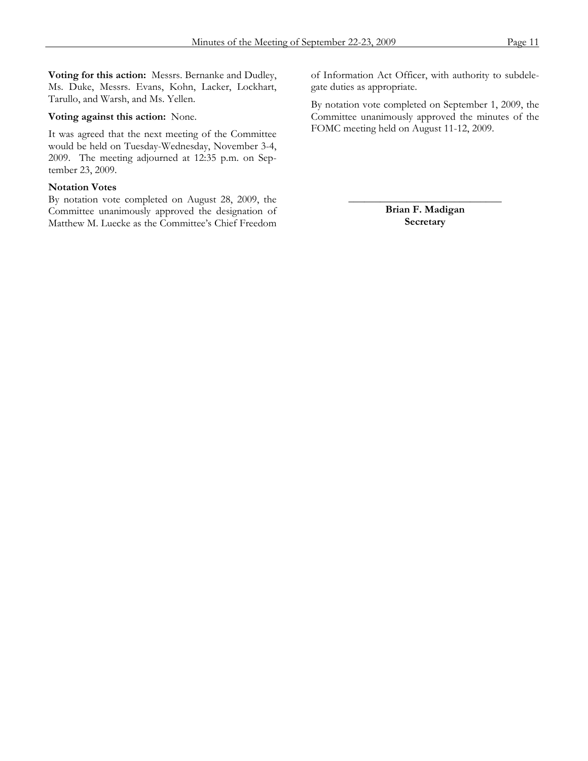**Voting for this action:** Messrs. Bernanke and Dudley, Ms. Duke, Messrs. Evans, Kohn, Lacker, Lockhart, Tarullo, and Warsh, and Ms. Yellen.

**Voting against this action:** None.

It was agreed that the next meeting of the Committee would be held on Tuesday-Wednesday, November 3-4, 2009. The meeting adjourned at 12:35 p.m. on September 23, 2009.

**Notation Votes**

By notation vote completed on August 28, 2009, the Committee unanimously approved the designation of Matthew M. Luecke as the Committee's Chief Freedom of Information Act Officer, with authority to subdelegate duties as appropriate.

By notation vote completed on September 1, 2009, the Committee unanimously approved the minutes of the FOMC meeting held on August 11-12, 2009.

_____________________________

**Brian F. Madigan**
**Secretary**